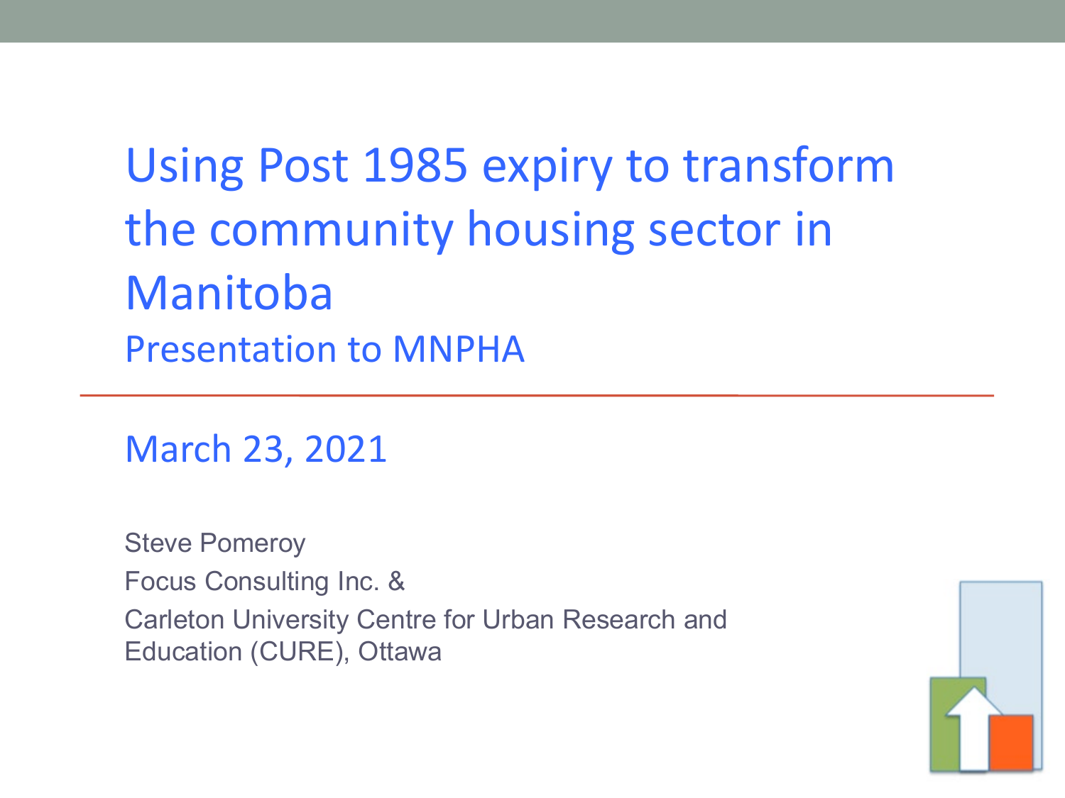# Using Post 1985 expiry to transform the community housing sector in Manitoba

## Presentation to MNPHA

March 23, 2021

Steve Pomeroy
Focus Consulting Inc. &
Carleton University Centre for Urban Research and Education (CURE), Ottawa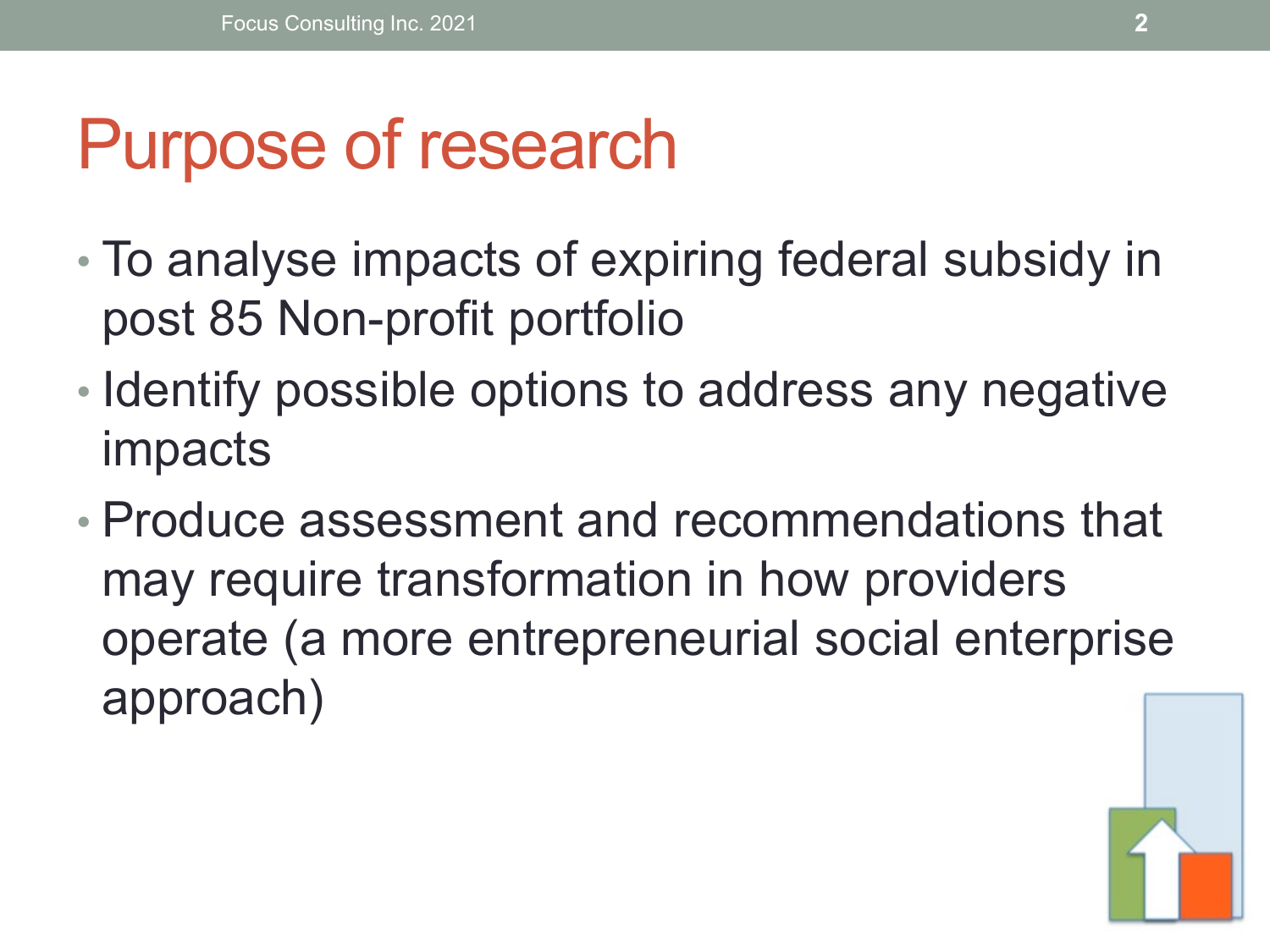# Purpose of research

- To analyse impacts of expiring federal subsidy in post 85 Non-profit portfolio
- Identify possible options to address any negative impacts
- Produce assessment and recommendations that may require transformation in how providers operate (a more entrepreneurial social enterprise approach)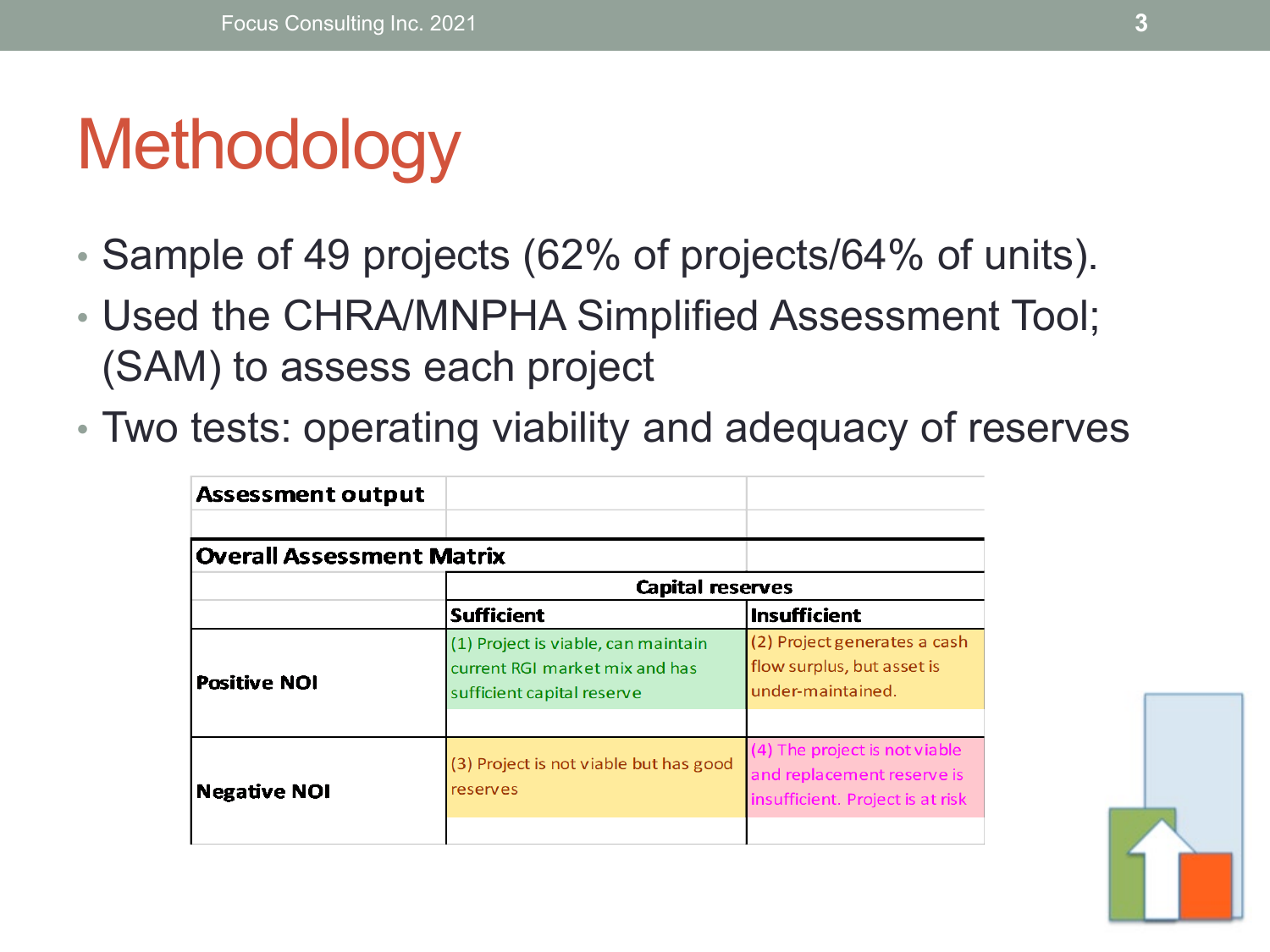# Methodology

- Sample of 49 projects (62% of projects/64% of units).
- Used the CHRA/MNPHA Simplified Assessment Tool; (SAM) to assess each project
- Two tests: operating viability and adequacy of reserves

**Assessment output**

**Overall Assessment Matrix**

| | Capital reserves | |
|---|---|---|
| | **Sufficient** | **Insufficient** |
| **Positive NOI** | (1) Project is viable, can maintain current RGI market mix and has sufficient capital reserve | (2) Project generates a cash flow surplus, but asset is under-maintained. |
| **Negative NOI** | (3) Project is not viable but has good reserves | (4) The project is not viable and replacement reserve is insufficient. Project is at risk |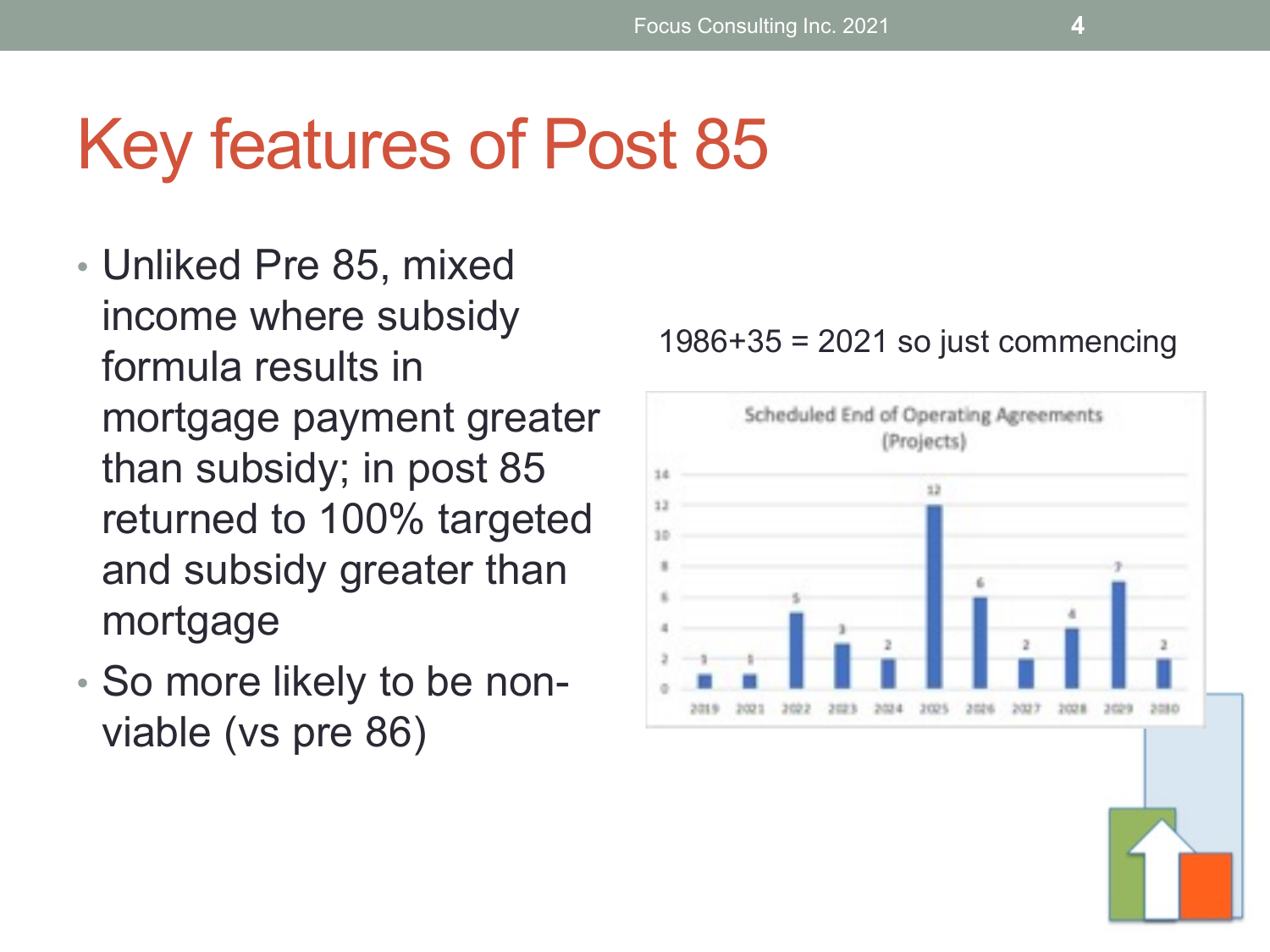# Key features of Post 85

- Unliked Pre 85, mixed income where subsidy formula results in mortgage payment greater than subsidy; in post 85 returned to 100% targeted and subsidy greater than mortgage
- So more likely to be non-viable (vs pre 86)

1986+35 = 2021 so just commencing

**Scheduled End of Operating Agreements (Projects)**

| Year | Projects |
|---|---|
| 2019 | 1 |
| 2021 | 1 |
| 2022 | 5 |
| 2023 | 3 |
| 2024 | 2 |
| 2025 | 12 |
| 2026 | 6 |
| 2027 | 2 |
| 2028 | 4 |
| 2029 | 7 |
| 2030 | 2 |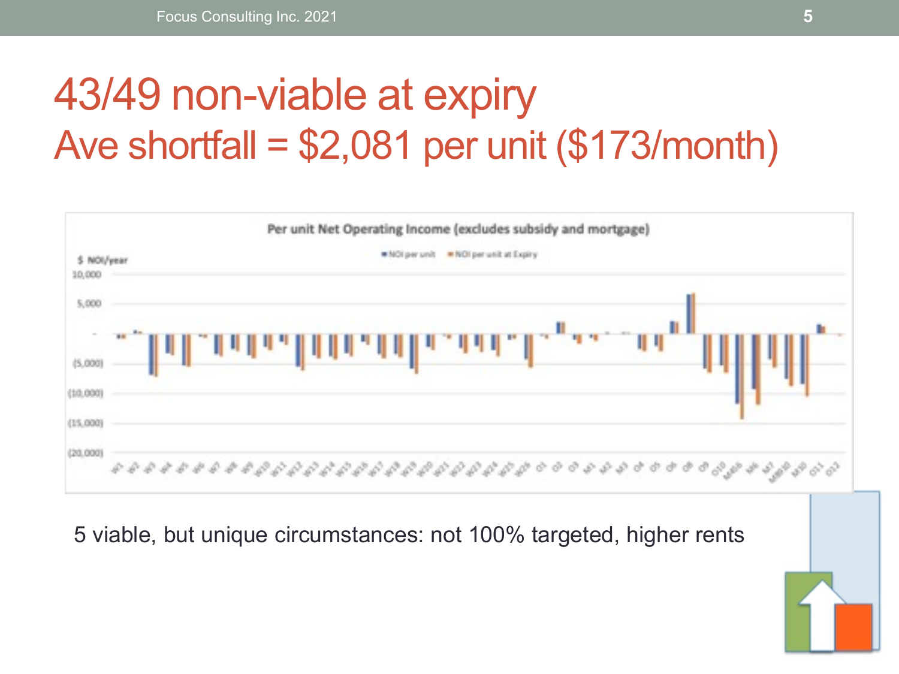# 43/49 non-viable at expiry
## Ave shortfall = $2,081 per unit ($173/month)

5 viable, but unique circumstances: not 100% targeted, higher rents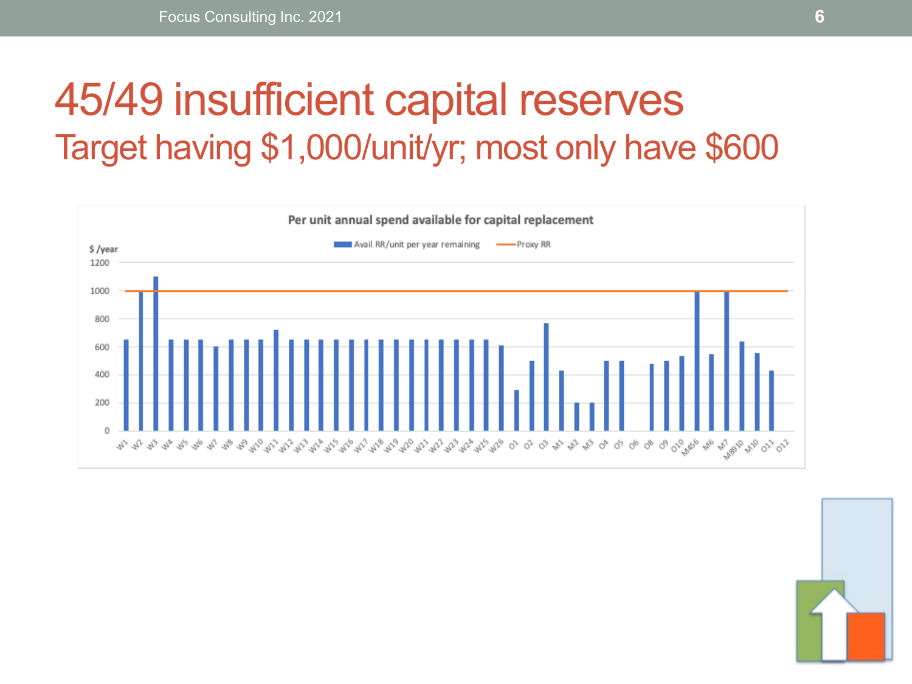# 45/49 insufficient capital reserves

## Target having $1,000/unit/yr; most only have $600

**Per unit annual spend available for capital replacement**

Legend: Avail RR/unit per year remaining — Proxy RR

$ /year

1200
1000
800
600
400
200
0

W1 W2 W3 W4 W5 W6 W7 W8 W9 W10 W11 W12 W13 W14 W15 W16 W17 W18 W19 W20 W21 W22 W23 W24 W25 W26 O1 O2 O3 M1 M2 M3 O4 O5 O6 O8 O9 O10 M456 M6 M7 M8910 M10 O11 O12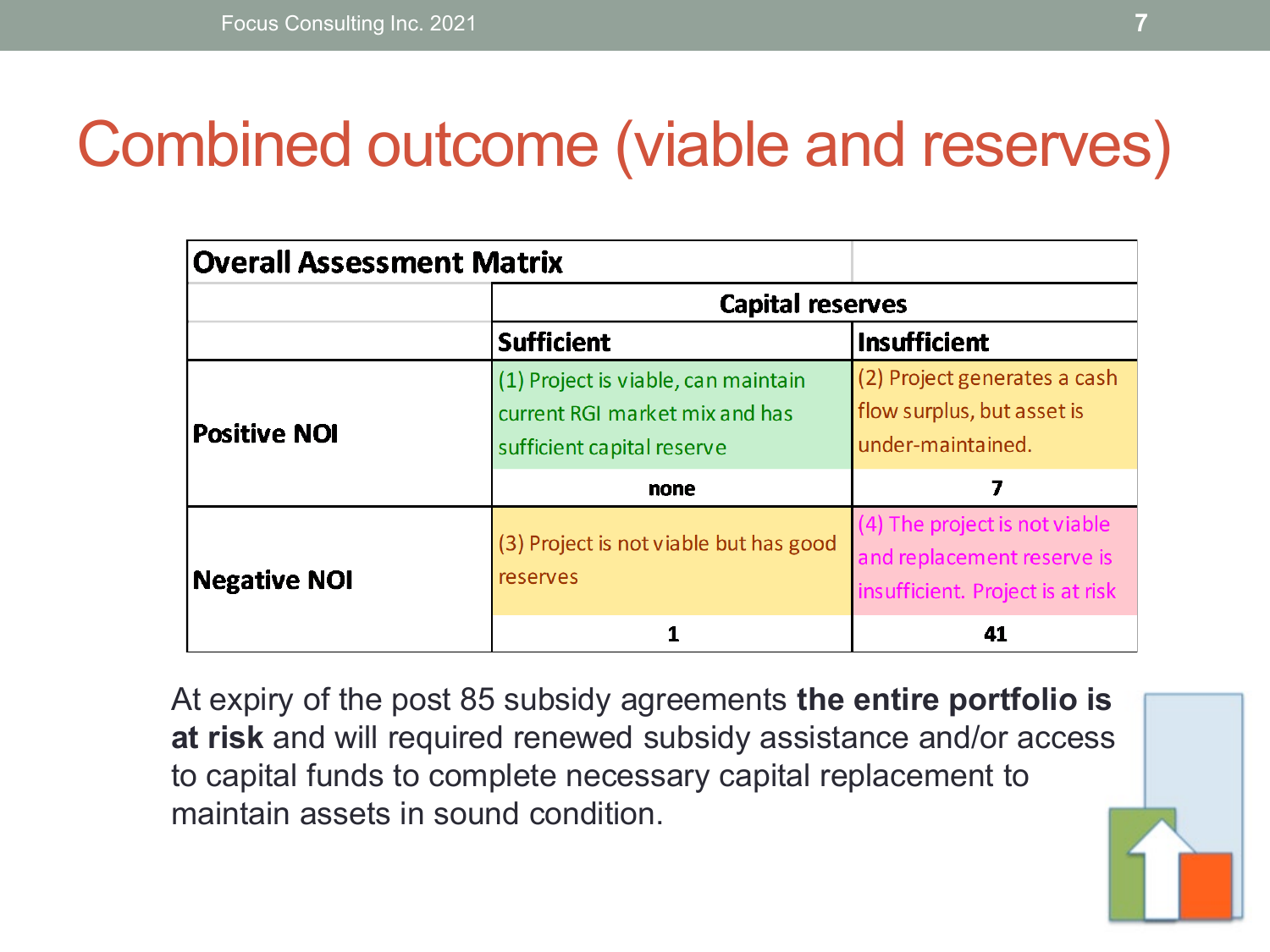# Combined outcome (viable and reserves)

| Overall Assessment Matrix | | |
|---|---|---|
| | Capital reserves | |
| | Sufficient | Insufficient |
| Positive NOI | (1) Project is viable, can maintain current RGI market mix and has sufficient capital reserve | (2) Project generates a cash flow surplus, but asset is under-maintained. |
| | none | 7 |
| Negative NOI | (3) Project is not viable but has good reserves | (4) The project is not viable and replacement reserve is insufficient. Project is at risk |
| | 1 | 41 |

At expiry of the post 85 subsidy agreements **the entire portfolio is at risk** and will required renewed subsidy assistance and/or access to capital funds to complete necessary capital replacement to maintain assets in sound condition.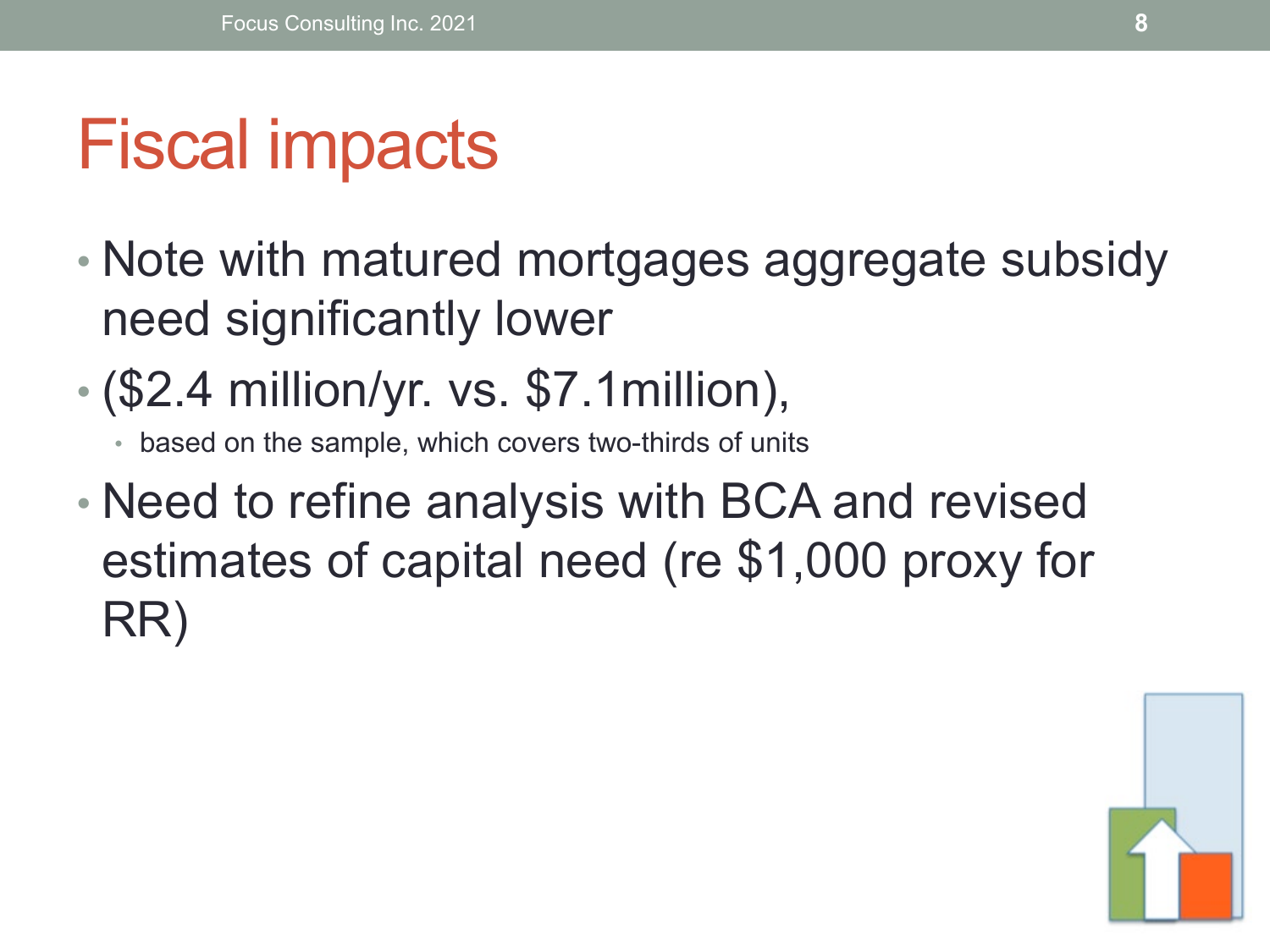# Fiscal impacts

- Note with matured mortgages aggregate subsidy need significantly lower
- ($2.4 million/yr. vs. $7.1million),
  - based on the sample, which covers two-thirds of units
- Need to refine analysis with BCA and revised estimates of capital need (re $1,000 proxy for RR)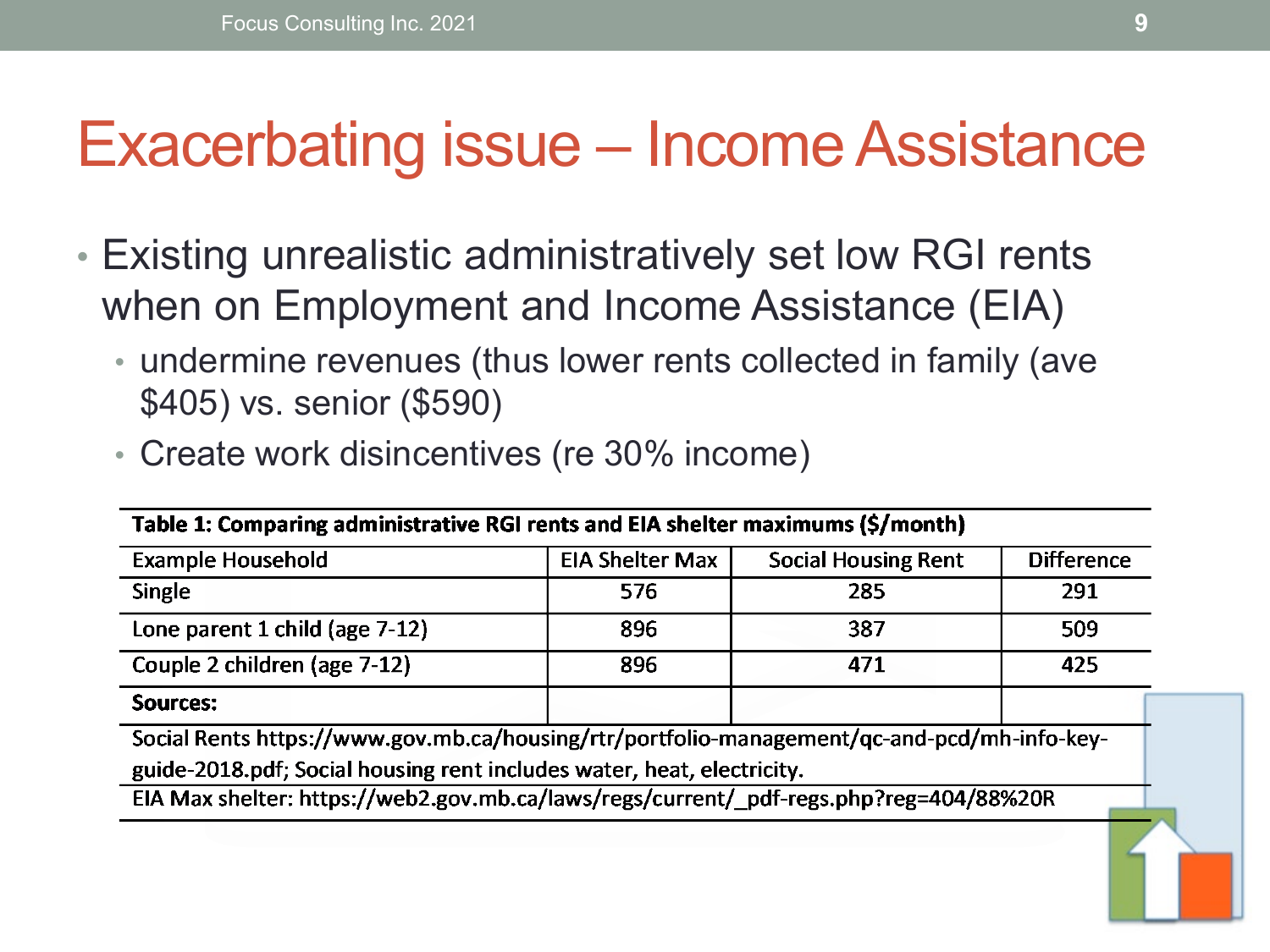# Exacerbating issue – Income Assistance

- Existing unrealistic administratively set low RGI rents when on Employment and Income Assistance (EIA)
  - undermine revenues (thus lower rents collected in family (ave $405) vs. senior ($590)
  - Create work disincentives (re 30% income)

**Table 1: Comparing administrative RGI rents and EIA shelter maximums ($/month)**

| Example Household | EIA Shelter Max | Social Housing Rent | Difference |
|---|---|---|---|
| Single | 576 | 285 | 291 |
| Lone parent 1 child (age 7-12) | 896 | 387 | 509 |
| Couple 2 children (age 7-12) | 896 | 471 | 425 |
| **Sources:** | | | |

Social Rents https://www.gov.mb.ca/housing/rtr/portfolio-management/qc-and-pcd/mh-info-key-guide-2018.pdf; Social housing rent includes water, heat, electricity.

EIA Max shelter: https://web2.gov.mb.ca/laws/regs/current/_pdf-regs.php?reg=404/88%20R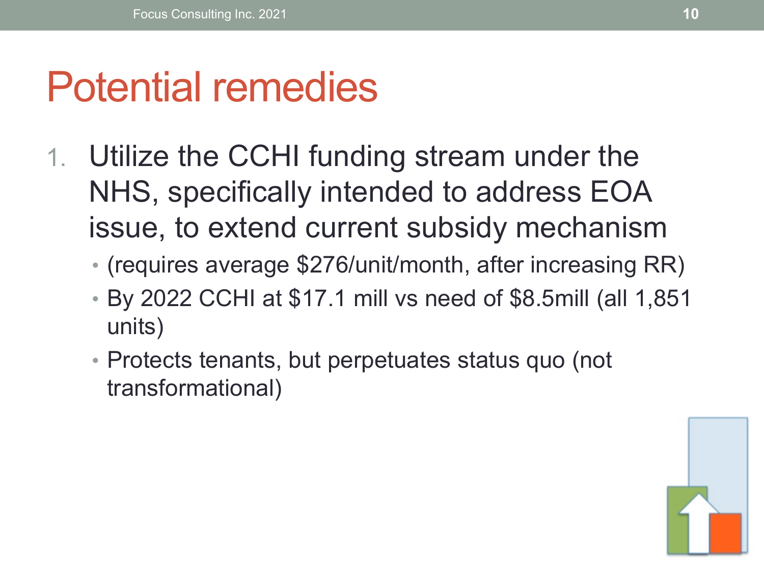# Potential remedies

1. Utilize the CCHI funding stream under the NHS, specifically intended to address EOA issue, to extend current subsidy mechanism
   - (requires average $276/unit/month, after increasing RR)
   - By 2022 CCHI at $17.1 mill vs need of $8.5mill (all 1,851 units)
   - Protects tenants, but perpetuates status quo (not transformational)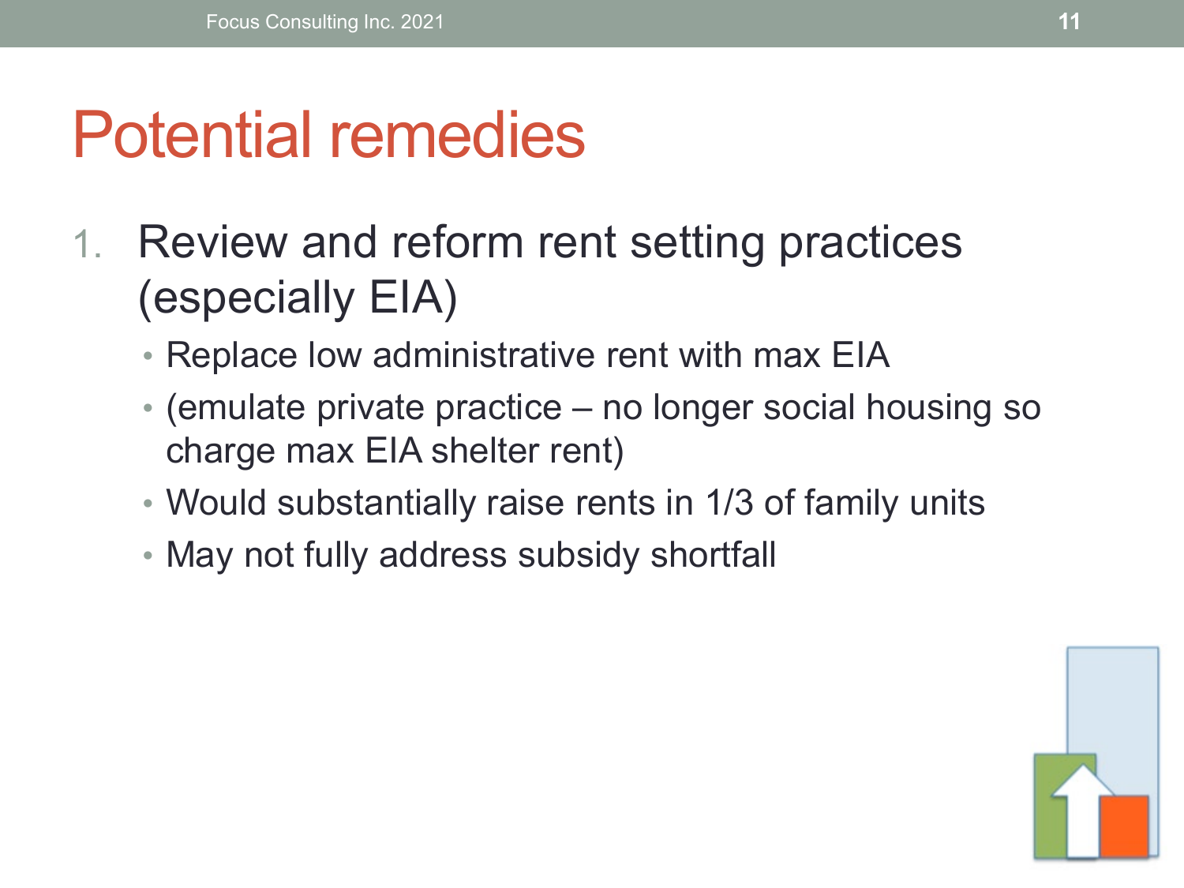# Potential remedies

1. Review and reform rent setting practices (especially EIA)
   - Replace low administrative rent with max EIA
   - (emulate private practice – no longer social housing so charge max EIA shelter rent)
   - Would substantially raise rents in 1/3 of family units
   - May not fully address subsidy shortfall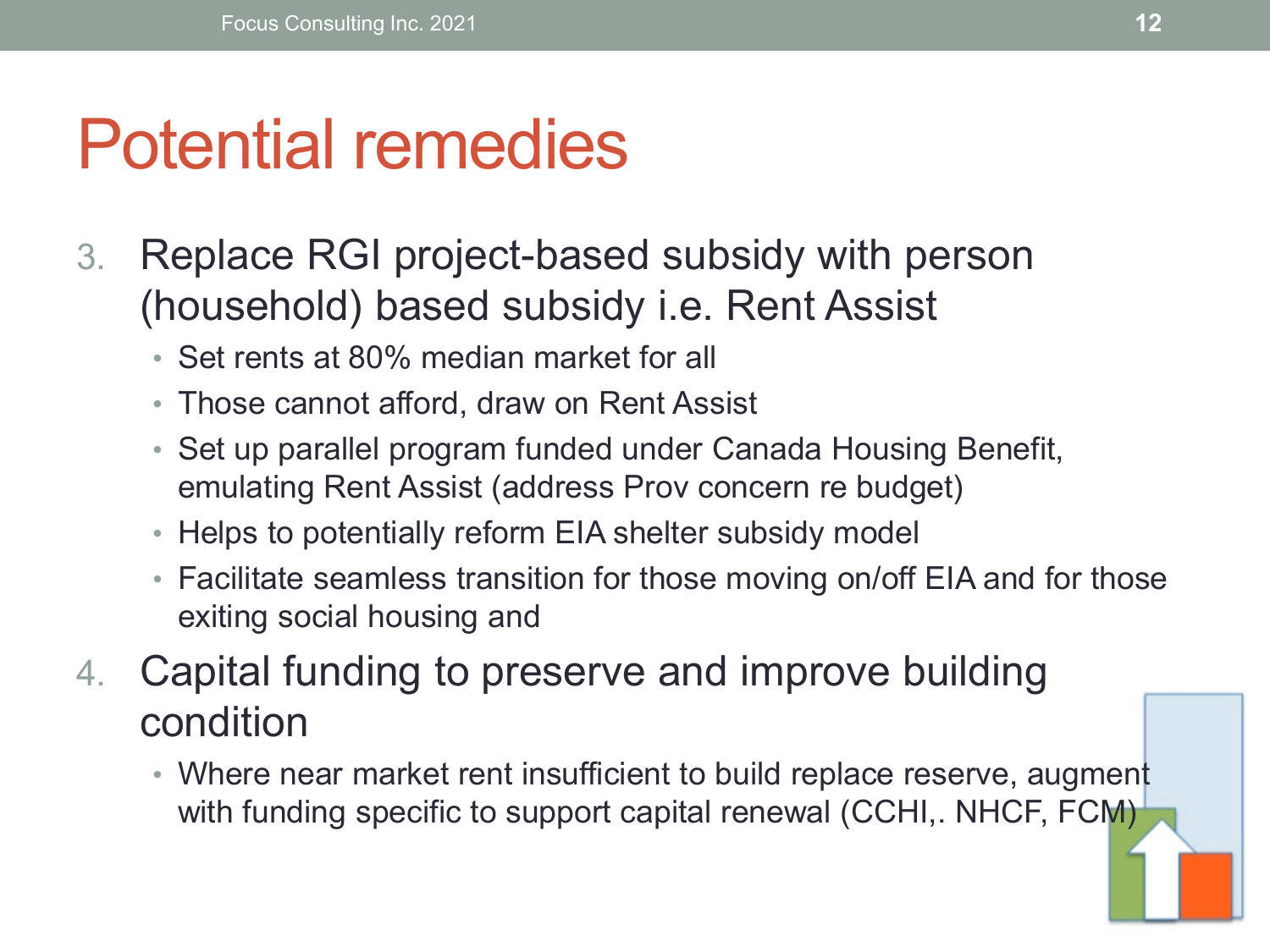# Potential remedies

3. Replace RGI project-based subsidy with person (household) based subsidy i.e. Rent Assist
   - Set rents at 80% median market for all
   - Those cannot afford, draw on Rent Assist
   - Set up parallel program funded under Canada Housing Benefit, emulating Rent Assist (address Prov concern re budget)
   - Helps to potentially reform EIA shelter subsidy model
   - Facilitate seamless transition for those moving on/off EIA and for those exiting social housing and
4. Capital funding to preserve and improve building condition
   - Where near market rent insufficient to build replace reserve, augment with funding specific to support capital renewal (CCHI,. NHCF, FCM)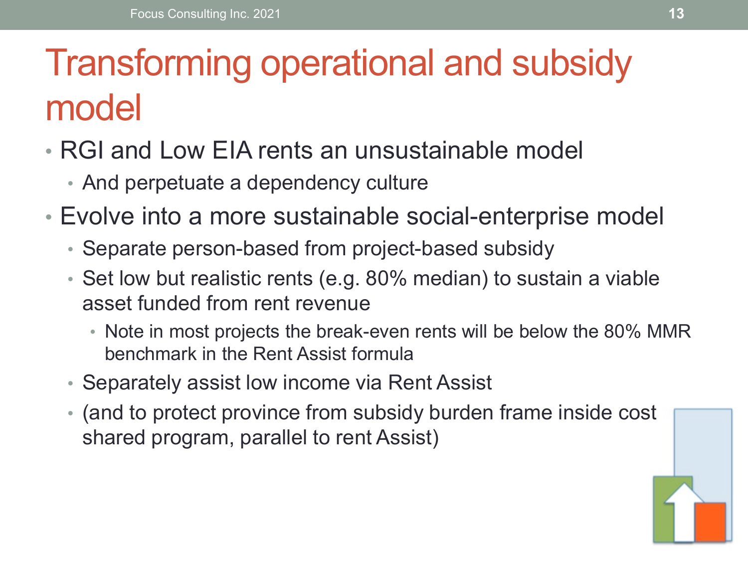# Transforming operational and subsidy model

- RGI and Low EIA rents an unsustainable model
  - And perpetuate a dependency culture
- Evolve into a more sustainable social-enterprise model
  - Separate person-based from project-based subsidy
  - Set low but realistic rents (e.g. 80% median) to sustain a viable asset funded from rent revenue
    - Note in most projects the break-even rents will be below the 80% MMR benchmark in the Rent Assist formula
  - Separately assist low income via Rent Assist
  - (and to protect province from subsidy burden frame inside cost shared program, parallel to rent Assist)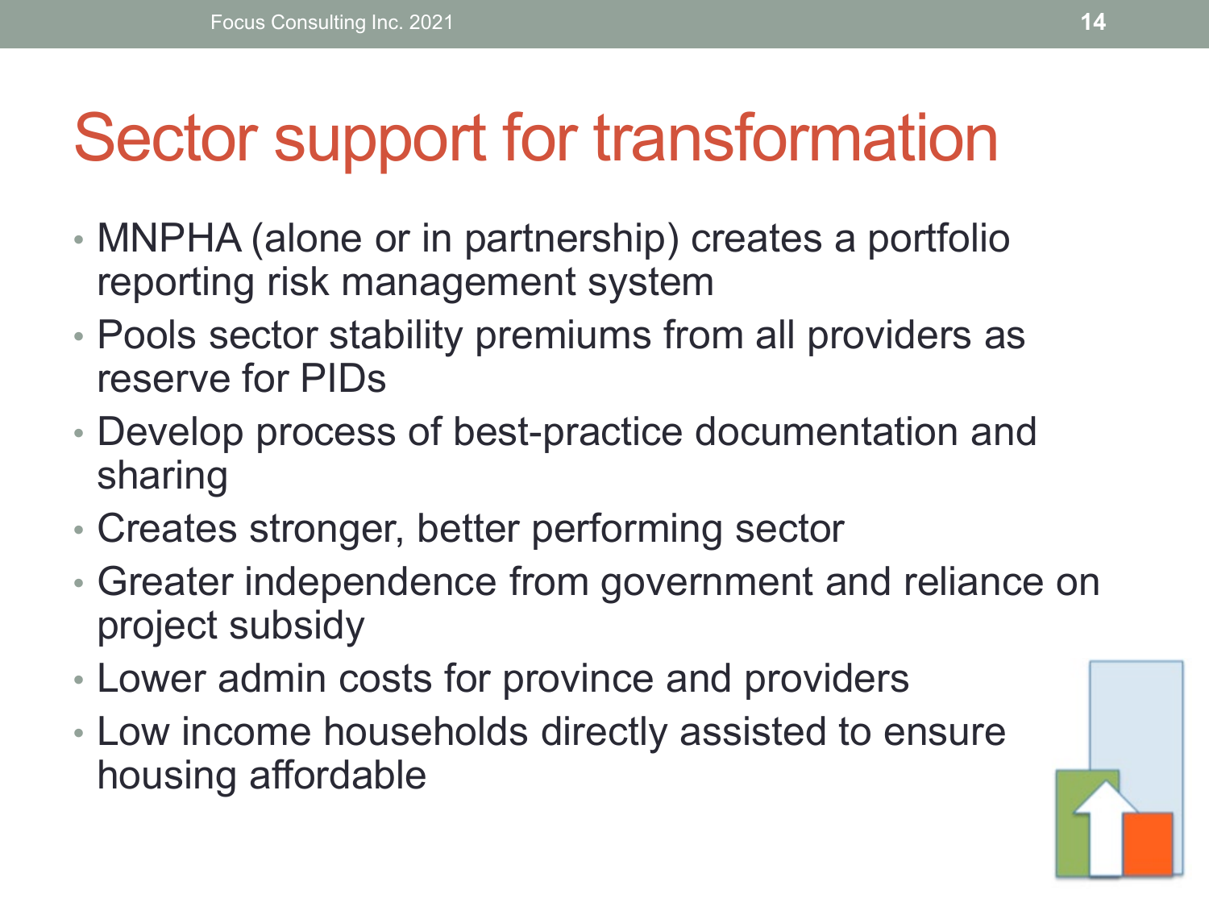# Sector support for transformation

- MNPHA (alone or in partnership) creates a portfolio reporting risk management system
- Pools sector stability premiums from all providers as reserve for PIDs
- Develop process of best-practice documentation and sharing
- Creates stronger, better performing sector
- Greater independence from government and reliance on project subsidy
- Lower admin costs for province and providers
- Low income households directly assisted to ensure housing affordable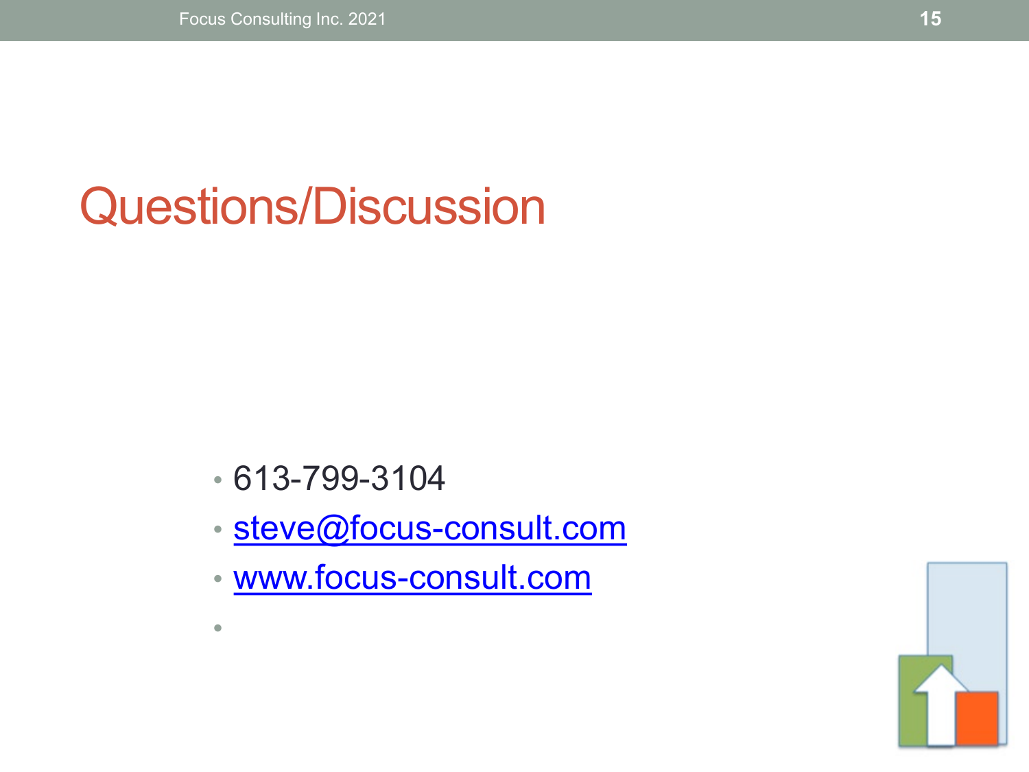# Questions/Discussion

- 613-799-3104
- steve@focus-consult.com
- www.focus-consult.com